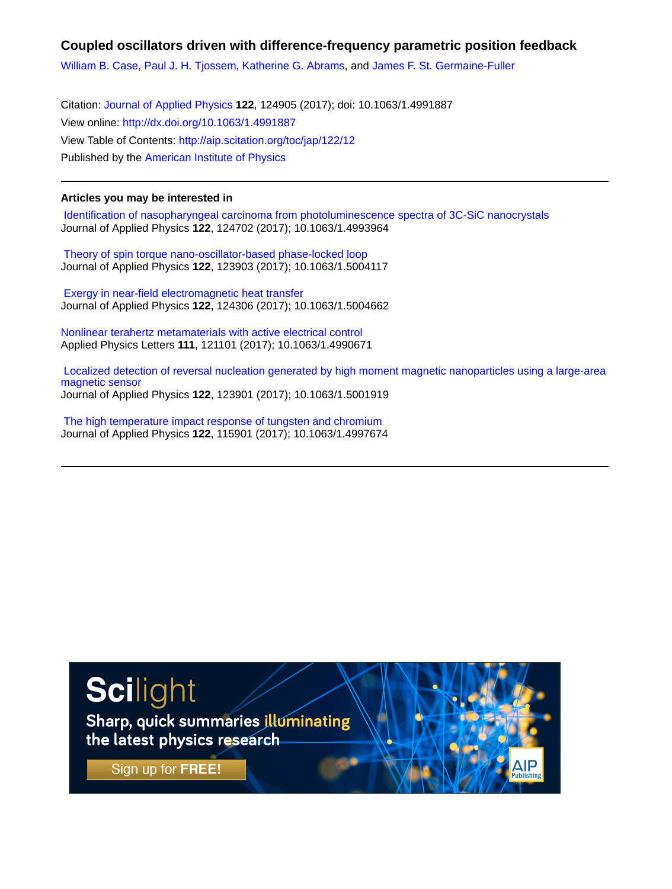# Coupled oscillators driven with difference-frequency parametric position feedback

William B. Case, Paul J. H. Tjossem, Katherine G. Abrams, and James F. St. Germaine-Fuller

Citation: Journal of Applied Physics **122**, 124905 (2017); doi: 10.1063/1.4991887
View online: http://dx.doi.org/10.1063/1.4991887
View Table of Contents: http://aip.scitation.org/toc/jap/122/12
Published by the American Institute of Physics

---

## Articles you may be interested in

Identification of nasopharyngeal carcinoma from photoluminescence spectra of 3C-SiC nanocrystals
Journal of Applied Physics **122**, 124702 (2017); 10.1063/1.4993964

Theory of spin torque nano-oscillator-based phase-locked loop
Journal of Applied Physics **122**, 123903 (2017); 10.1063/1.5004117

Exergy in near-field electromagnetic heat transfer
Journal of Applied Physics **122**, 124306 (2017); 10.1063/1.5004662

Nonlinear terahertz metamaterials with active electrical control
Applied Physics Letters **111**, 121101 (2017); 10.1063/1.4990671

Localized detection of reversal nucleation generated by high moment magnetic nanoparticles using a large-area magnetic sensor
Journal of Applied Physics **122**, 123901 (2017); 10.1063/1.5001919

The high temperature impact response of tungsten and chromium
Journal of Applied Physics **122**, 115901 (2017); 10.1063/1.4997674

---

Scilight
Sharp, quick summaries illuminating the latest physics research
Sign up for FREE!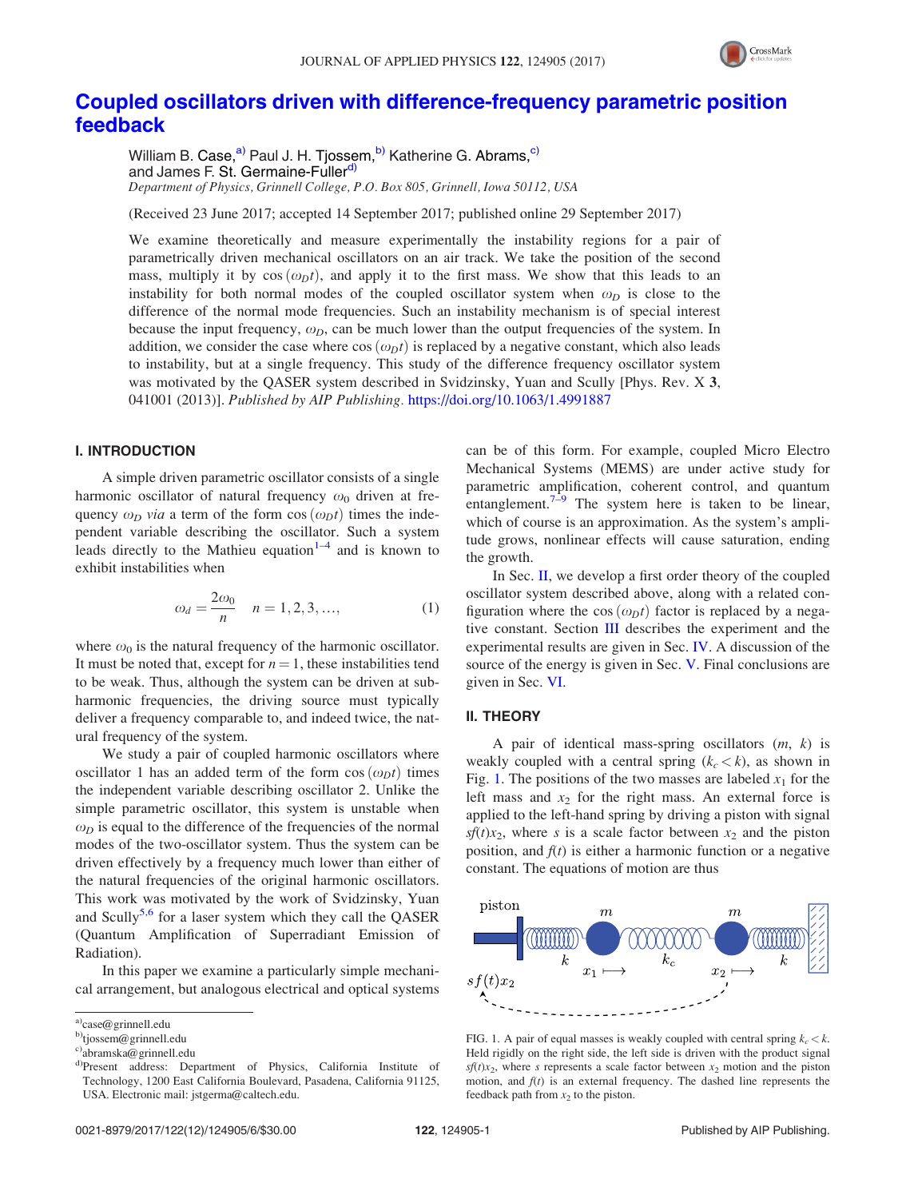# Coupled oscillators driven with difference-frequency parametric position feedback

William B. Case,[a] Paul J. H. Tjossem,[b] Katherine G. Abrams,[c] and James F. St. Germaine-Fuller[d]

*Department of Physics, Grinnell College, P.O. Box 805, Grinnell, Iowa 50112, USA*

(Received 23 June 2017; accepted 14 September 2017; published online 29 September 2017)

We examine theoretically and measure experimentally the instability regions for a pair of parametrically driven mechanical oscillators on an air track. We take the position of the second mass, multiply it by $\cos(\omega_D t)$, and apply it to the first mass. We show that this leads to an instability for both normal modes of the coupled oscillator system when $\omega_D$ is close to the difference of the normal mode frequencies. Such an instability mechanism is of special interest because the input frequency, $\omega_D$, can be much lower than the output frequencies of the system. In addition, we consider the case where $\cos(\omega_D t)$ is replaced by a negative constant, which also leads to instability, but at a single frequency. This study of the difference frequency oscillator system was motivated by the QASER system described in Svidzinsky, Yuan and Scully [Phys. Rev. X **3**, 041001 (2013)]. *Published by AIP Publishing.* https://doi.org/10.1063/1.4991887

## I. INTRODUCTION

A simple driven parametric oscillator consists of a single harmonic oscillator of natural frequency $\omega_0$ driven at frequency $\omega_D$ *via* a term of the form $\cos(\omega_D t)$ times the independent variable describing the oscillator. Such a system leads directly to the Mathieu equation[1–4] and is known to exhibit instabilities when

$$\omega_d = \frac{2\omega_0}{n} \quad n = 1, 2, 3, \ldots, \tag{1}$$

where $\omega_0$ is the natural frequency of the harmonic oscillator. It must be noted that, except for $n = 1$, these instabilities tend to be weak. Thus, although the system can be driven at subharmonic frequencies, the driving source must typically deliver a frequency comparable to, and indeed twice, the natural frequency of the system.

We study a pair of coupled harmonic oscillators where oscillator 1 has an added term of the form $\cos(\omega_D t)$ times the independent variable describing oscillator 2. Unlike the simple parametric oscillator, this system is unstable when $\omega_D$ is equal to the difference of the frequencies of the normal modes of the two-oscillator system. Thus the system can be driven effectively by a frequency much lower than either of the natural frequencies of the original harmonic oscillators. This work was motivated by the work of Svidzinsky, Yuan and Scully[5,6] for a laser system which they call the QASER (Quantum Amplification of Superradiant Emission of Radiation).

In this paper we examine a particularly simple mechanical arrangement, but analogous electrical and optical systems can be of this form. For example, coupled Micro Electro Mechanical Systems (MEMS) are under active study for parametric amplification, coherent control, and quantum entanglement.[7–9] The system here is taken to be linear, which of course is an approximation. As the system's amplitude grows, nonlinear effects will cause saturation, ending the growth.

In Sec. II, we develop a first order theory of the coupled oscillator system described above, along with a related configuration where the $\cos(\omega_D t)$ factor is replaced by a negative constant. Section III describes the experiment and the experimental results are given in Sec. IV. A discussion of the source of the energy is given in Sec. V. Final conclusions are given in Sec. VI.

## II. THEORY

A pair of identical mass-spring oscillators $(m, k)$ is weakly coupled with a central spring $(k_c < k)$, as shown in Fig. 1. The positions of the two masses are labeled $x_1$ for the left mass and $x_2$ for the right mass. An external force is applied to the left-hand spring by driving a piston with signal $sf(t)x_2$, where $s$ is a scale factor between $x_2$ and the piston position, and $f(t)$ is either a harmonic function or a negative constant. The equations of motion are thus

FIG. 1. A pair of equal masses is weakly coupled with central spring $k_c < k$. Held rigidly on the right side, the left side is driven with the product signal $sf(t)x_2$, where $s$ represents a scale factor between $x_2$ motion and the piston motion, and $f(t)$ is an external frequency. The dashed line represents the feedback path from $x_2$ to the piston.

---

[a] case@grinnell.edu
[b] tjossem@grinnell.edu
[c] abramska@grinnell.edu
[d] Present address: Department of Physics, California Institute of Technology, 1200 East California Boulevard, Pasadena, California 91125, USA. Electronic mail: jstgerma@caltech.edu.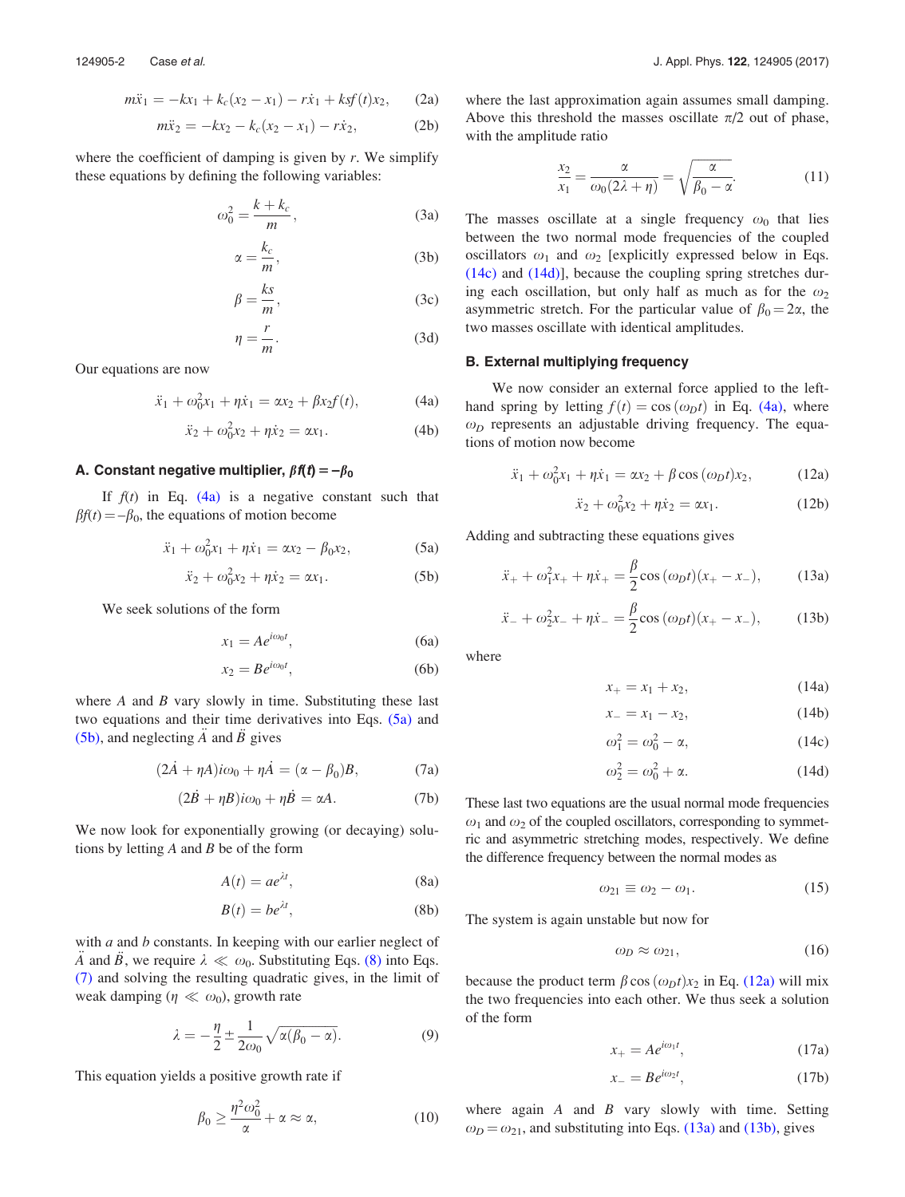$$m\ddot{x}_1 = -kx_1 + k_c(x_2 - x_1) - r\dot{x}_1 + ksf(t)x_2, \tag{2a}$$

$$m\ddot{x}_2 = -kx_2 - k_c(x_2 - x_1) - r\dot{x}_2, \tag{2b}$$

where the coefficient of damping is given by $r$. We simplify these equations by defining the following variables:

$$\omega_0^2 = \frac{k + k_c}{m}, \tag{3a}$$

$$\alpha = \frac{k_c}{m}, \tag{3b}$$

$$\beta = \frac{ks}{m}, \tag{3c}$$

$$\eta = \frac{r}{m}. \tag{3d}$$

Our equations are now

$$\ddot{x}_1 + \omega_0^2 x_1 + \eta\dot{x}_1 = \alpha x_2 + \beta x_2 f(t), \tag{4a}$$

$$\ddot{x}_2 + \omega_0^2 x_2 + \eta\dot{x}_2 = \alpha x_1. \tag{4b}$$

### A. Constant negative multiplier, $\beta f(t) = -\beta_0$

If $f(t)$ in Eq. (4a) is a negative constant such that $\beta f(t) = -\beta_0$, the equations of motion become

$$\ddot{x}_1 + \omega_0^2 x_1 + \eta\dot{x}_1 = \alpha x_2 - \beta_0 x_2, \tag{5a}$$

$$\ddot{x}_2 + \omega_0^2 x_2 + \eta\dot{x}_2 = \alpha x_1. \tag{5b}$$

We seek solutions of the form

$$x_1 = Ae^{i\omega_0 t}, \tag{6a}$$

$$x_2 = Be^{i\omega_0 t}, \tag{6b}$$

where $A$ and $B$ vary slowly in time. Substituting these last two equations and their time derivatives into Eqs. (5a) and (5b), and neglecting $\ddot{A}$ and $\ddot{B}$ gives

$$(2\dot{A} + \eta A)i\omega_0 + \eta\dot{A} = (\alpha - \beta_0)B, \tag{7a}$$

$$(2\dot{B} + \eta B)i\omega_0 + \eta\dot{B} = \alpha A. \tag{7b}$$

We now look for exponentially growing (or decaying) solutions by letting $A$ and $B$ be of the form

$$A(t) = ae^{\lambda t}, \tag{8a}$$

$$B(t) = be^{\lambda t}, \tag{8b}$$

with $a$ and $b$ constants. In keeping with our earlier neglect of $\ddot{A}$ and $\ddot{B}$, we require $\lambda \ll \omega_0$. Substituting Eqs. (8) into Eqs. (7) and solving the resulting quadratic gives, in the limit of weak damping ($\eta \ll \omega_0$), growth rate

$$\lambda = -\frac{\eta}{2} \pm \frac{1}{2\omega_0}\sqrt{\alpha(\beta_0 - \alpha)}. \tag{9}$$

This equation yields a positive growth rate if

$$\beta_0 \geq \frac{\eta^2\omega_0^2}{\alpha} + \alpha \approx \alpha, \tag{10}$$

where the last approximation again assumes small damping. Above this threshold the masses oscillate $\pi/2$ out of phase, with the amplitude ratio

$$\frac{x_2}{x_1} = \frac{\alpha}{\omega_0(2\lambda + \eta)} = \sqrt{\frac{\alpha}{\beta_0 - \alpha}}. \tag{11}$$

The masses oscillate at a single frequency $\omega_0$ that lies between the two normal mode frequencies of the coupled oscillators $\omega_1$ and $\omega_2$ [explicitly expressed below in Eqs. (14c) and (14d)], because the coupling spring stretches during each oscillation, but only half as much as for the $\omega_2$ asymmetric stretch. For the particular value of $\beta_0 = 2\alpha$, the two masses oscillate with identical amplitudes.

### B. External multiplying frequency

We now consider an external force applied to the left-hand spring by letting $f(t) = \cos(\omega_D t)$ in Eq. (4a), where $\omega_D$ represents an adjustable driving frequency. The equations of motion now become

$$\ddot{x}_1 + \omega_0^2 x_1 + \eta\dot{x}_1 = \alpha x_2 + \beta\cos(\omega_D t)x_2, \tag{12a}$$

$$\ddot{x}_2 + \omega_0^2 x_2 + \eta\dot{x}_2 = \alpha x_1. \tag{12b}$$

Adding and subtracting these equations gives

$$\ddot{x}_+ + \omega_1^2 x_+ + \eta\dot{x}_+ = \frac{\beta}{2}\cos(\omega_D t)(x_+ - x_-), \tag{13a}$$

$$\ddot{x}_- + \omega_2^2 x_- + \eta\dot{x}_- = \frac{\beta}{2}\cos(\omega_D t)(x_+ - x_-), \tag{13b}$$

where

$$x_+ = x_1 + x_2, \tag{14a}$$

$$x_- = x_1 - x_2, \tag{14b}$$

$$\omega_1^2 = \omega_0^2 - \alpha, \tag{14c}$$

$$\omega_2^2 = \omega_0^2 + \alpha. \tag{14d}$$

These last two equations are the usual normal mode frequencies $\omega_1$ and $\omega_2$ of the coupled oscillators, corresponding to symmetric and asymmetric stretching modes, respectively. We define the difference frequency between the normal modes as

$$\omega_{21} \equiv \omega_2 - \omega_1. \tag{15}$$

The system is again unstable but now for

$$\omega_D \approx \omega_{21}, \tag{16}$$

because the product term $\beta\cos(\omega_D t)x_2$ in Eq. (12a) will mix the two frequencies into each other. We thus seek a solution of the form

$$x_+ = Ae^{i\omega_1 t}, \tag{17a}$$

$$x_- = Be^{i\omega_2 t}, \tag{17b}$$

where again $A$ and $B$ vary slowly with time. Setting $\omega_D = \omega_{21}$, and substituting into Eqs. (13a) and (13b), gives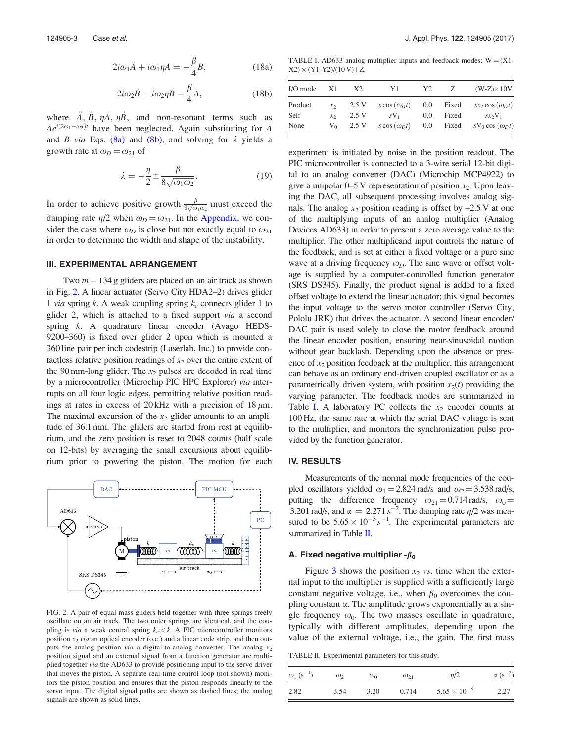$$2i\omega_1\dot{A} + i\omega_1\eta A = -\frac{\beta}{4}B, \tag{18a}$$

$$2i\omega_2\dot{B} + i\omega_2\eta B = \frac{\beta}{4}A, \tag{18b}$$

where $\ddot{A}$, $\ddot{B}$, $\eta\dot{A}$, $\eta\dot{B}$, and non-resonant terms such as $Ae^{i(2\omega_1-\omega_2)t}$ have been neglected. Again substituting for $A$ and $B$ *via* Eqs. (8a) and (8b), and solving for $\lambda$ yields a growth rate at $\omega_D = \omega_{21}$ of

$$\lambda = -\frac{\eta}{2} \pm \frac{\beta}{8\sqrt{\omega_1\omega_2}}. \tag{19}$$

In order to achieve positive growth $\frac{\beta}{8\sqrt{\omega_1\omega_2}}$ must exceed the damping rate $\eta/2$ when $\omega_D = \omega_{21}$. In the Appendix, we consider the case where $\omega_D$ is close but not exactly equal to $\omega_{21}$ in order to determine the width and shape of the instability.

## III. EXPERIMENTAL ARRANGEMENT

Two $m = 134$ g gliders are placed on an air track as shown in Fig. 2. A linear actuator (Servo City HDA2–2) drives glider 1 *via* spring $k$. A weak coupling spring $k_c$ connects glider 1 to glider 2, which is attached to a fixed support *via* a second spring $k$. A quadrature linear encoder (Avago HEDS-9200–360) is fixed over glider 2 upon which is mounted a 360 line pair per inch codestrip (Laserlab, Inc.) to provide contactless relative position readings of $x_2$ over the entire extent of the 90 mm-long glider. The $x_2$ pulses are decoded in real time by a microcontroller (Microchip PIC HPC Explorer) *via* interrupts on all four logic edges, permitting relative position readings at rates in excess of 20 kHz with a precision of 18 $\mu$m. The maximal excursion of the $x_2$ glider amounts to an amplitude of 36.1 mm. The gliders are started from rest at equilibrium, and the zero position is reset to 2048 counts (half scale on 12-bits) by averaging the small excursions about equilibrium prior to powering the piston. The motion for each experiment is initiated by noise in the position readout. The PIC microcontroller is connected to a 3-wire serial 12-bit digital to an analog converter (DAC) (Microchip MCP4922) to give a unipolar 0–5 V representation of position $x_2$. Upon leaving the DAC, all subsequent processing involves analog signals. The analog $x_2$ position reading is offset by –2.5 V at one of the multiplying inputs of an analog multiplier (Analog Devices AD633) in order to present a zero average value to the multiplier. The other multiplicand input controls the nature of the feedback, and is set at either a fixed voltage or a pure sine wave at a driving frequency $\omega_D$. The sine wave or offset voltage is supplied by a computer-controlled function generator (SRS DS345). Finally, the product signal is added to a fixed offset voltage to extend the linear actuator; this signal becomes the input voltage to the servo motor controller (Servo City, Pololu JRK) that drives the actuator. A second linear encoder/DAC pair is used solely to close the motor feedback around the linear encoder position, ensuring near-sinusoidal motion without gear backlash. Depending upon the absence or presence of $x_2$ position feedback at the multiplier, this arrangement can behave as an ordinary end-driven coupled oscillator or as a parametrically driven system, with position $x_2(t)$ providing the varying parameter. The feedback modes are summarized in Table I. A laboratory PC collects the $x_2$ encoder counts at 100 Hz, the same rate at which the serial DAC voltage is sent to the multiplier, and monitors the synchronization pulse provided by the function generator.

FIG. 2. A pair of equal mass gliders held together with three springs freely oscillate on an air track. The two outer springs are identical, and the coupling is *via* a weak central spring $k_c < k$. A PIC microcontroller monitors position $x_2$ *via* an optical encoder (o.e.) and a linear code strip, and then outputs the analog position *via* a digital-to-analog converter. The analog $x_2$ position signal and an external signal from a function generator are multiplied together *via* the AD633 to provide positioning input to the servo driver that moves the piston. A separate real-time control loop (not shown) monitors the piston position and ensures that the piston responds linearly to the servo input. The digital signal paths are shown as dashed lines; the analog signals are shown as solid lines.

TABLE I. AD633 analog multiplier inputs and feedback modes: W = (X1-X2) × (Y1-Y2)/(10 V)+Z.

| I/O mode | X1 | X2 | Y1 | Y2 | Z | (W-Z)×10V |
|---|---|---|---|---|---|---|
| Product | $x_2$ | 2.5 V | $s\cos(\omega_D t)$ | 0.0 | Fixed | $sx_2\cos(\omega_D t)$ |
| Self | $x_2$ | 2.5 V | $s\mathrm{V}_1$ | 0.0 | Fixed | $sx_2\mathrm{V}_1$ |
| None | $\mathrm{V}_0$ | 2.5 V | $s\cos(\omega_D t)$ | 0.0 | Fixed | $s\mathrm{V}_0\cos(\omega_D t)$ |

## IV. RESULTS

Measurements of the normal mode frequencies of the coupled oscillators yielded $\omega_1 = 2.824$ rad/s and $\omega_2 = 3.538$ rad/s, putting the difference frequency $\omega_{21} = 0.714$ rad/s, $\omega_0 = 3.201$ rad/s, and $\alpha = 2.271\,s^{-2}$. The damping rate $\eta/2$ was measured to be $5.65 \times 10^{-3} s^{-1}$. The experimental parameters are summarized in Table II.

### A. Fixed negative multiplier -$\beta_0$

Figure 3 shows the position $x_2$ *vs.* time when the external input to the multiplier is supplied with a sufficiently large constant negative voltage, i.e., when $\beta_0$ overcomes the coupling constant $\alpha$. The amplitude grows exponentially at a single frequency $\omega_0$. The two masses oscillate in quadrature, typically with different amplitudes, depending upon the value of the external voltage, i.e., the gain. The first mass

TABLE II. Experimental parameters for this study.

| $\omega_1$ ($s^{-1}$) | $\omega_2$ | $\omega_0$ | $\omega_{21}$ | $\eta/2$ | $\alpha$ ($s^{-2}$) |
|---|---|---|---|---|---|
| 2.82 | 3.54 | 3.20 | 0.714 | $5.65 \times 10^{-3}$ | 2.27 |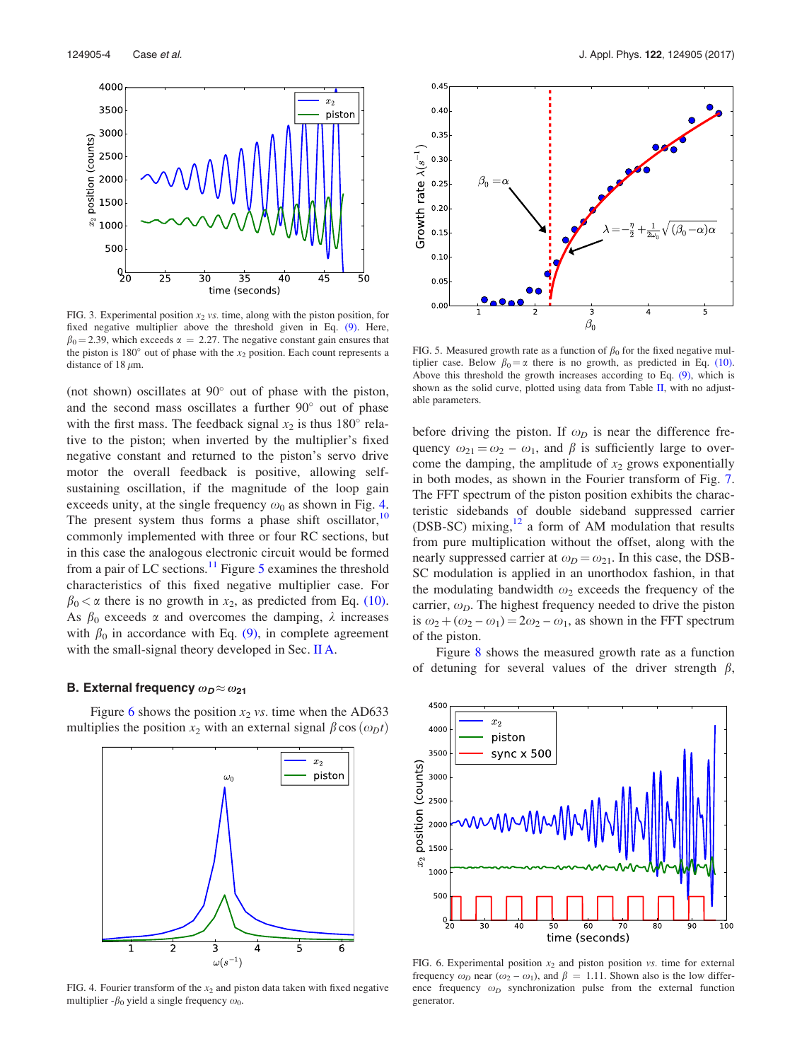FIG. 3. Experimental position $x_2$ *vs.* time, along with the piston position, for fixed negative multiplier above the threshold given in Eq. (9). Here, $\beta_0 = 2.39$, which exceeds $\alpha = 2.27$. The negative constant gain ensures that the piston is 180° out of phase with the $x_2$ position. Each count represents a distance of 18 $\mu$m.

(not shown) oscillates at 90° out of phase with the piston, and the second mass oscillates a further 90° out of phase with the first mass. The feedback signal $x_2$ is thus 180° relative to the piston; when inverted by the multiplier's fixed negative constant and returned to the piston's servo drive motor the overall feedback is positive, allowing self-sustaining oscillation, if the magnitude of the loop gain exceeds unity, at the single frequency $\omega_0$ as shown in Fig. 4. The present system thus forms a phase shift oscillator,[10] commonly implemented with three or four RC sections, but in this case the analogous electronic circuit would be formed from a pair of LC sections.[11] Figure 5 examines the threshold characteristics of this fixed negative multiplier case. For $\beta_0 < \alpha$ there is no growth in $x_2$, as predicted from Eq. (10). As $\beta_0$ exceeds $\alpha$ and overcomes the damping, $\lambda$ increases with $\beta_0$ in accordance with Eq. (9), in complete agreement with the small-signal theory developed in Sec. II A.

### B. External frequency $\omega_D \approx \omega_{21}$

Figure 6 shows the position $x_2$ *vs.* time when the AD633 multiplies the position $x_2$ with an external signal $\beta \cos(\omega_D t)$

FIG. 4. Fourier transform of the $x_2$ and piston data taken with fixed negative multiplier $-\beta_0$ yield a single frequency $\omega_0$.

FIG. 5. Measured growth rate as a function of $\beta_0$ for the fixed negative multiplier case. Below $\beta_0 = \alpha$ there is no growth, as predicted in Eq. (10). Above this threshold the growth increases according to Eq. (9), which is shown as the solid curve, plotted using data from Table II, with no adjustable parameters.

before driving the piston. If $\omega_D$ is near the difference frequency $\omega_{21} = \omega_2 - \omega_1$, and $\beta$ is sufficiently large to overcome the damping, the amplitude of $x_2$ grows exponentially in both modes, as shown in the Fourier transform of Fig. 7. The FFT spectrum of the piston position exhibits the characteristic sidebands of double sideband suppressed carrier (DSB-SC) mixing,[12] a form of AM modulation that results from pure multiplication without the offset, along with the nearly suppressed carrier at $\omega_D = \omega_{21}$. In this case, the DSB-SC modulation is applied in an unorthodox fashion, in that the modulating bandwidth $\omega_2$ exceeds the frequency of the carrier, $\omega_D$. The highest frequency needed to drive the piston is $\omega_2 + (\omega_2 - \omega_1) = 2\omega_2 - \omega_1$, as shown in the FFT spectrum of the piston.

Figure 8 shows the measured growth rate as a function of detuning for several values of the driver strength $\beta$,

FIG. 6. Experimental position $x_2$ and piston position *vs.* time for external frequency $\omega_D$ near $(\omega_2 - \omega_1)$, and $\beta = 1.11$. Shown also is the low difference frequency $\omega_D$ synchronization pulse from the external function generator.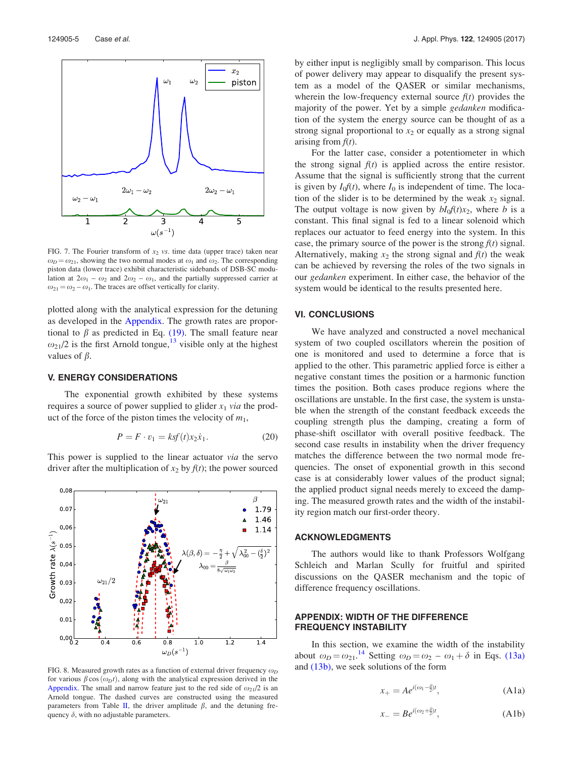FIG. 7. The Fourier transform of $x_2$ *vs.* time data (upper trace) taken near $\omega_D = \omega_{21}$, showing the two normal modes at $\omega_1$ and $\omega_2$. The corresponding piston data (lower trace) exhibit characteristic sidebands of DSB-SC modulation at $2\omega_1 - \omega_2$ and $2\omega_2 - \omega_1$, and the partially suppressed carrier at $\omega_{21} = \omega_2 - \omega_1$. The traces are offset vertically for clarity.

plotted along with the analytical expression for the detuning as developed in the Appendix. The growth rates are proportional to $\beta$ as predicted in Eq. (19). The small feature near $\omega_{21}/2$ is the first Arnold tongue,[13] visible only at the highest values of $\beta$.

## V. ENERGY CONSIDERATIONS

The exponential growth exhibited by these systems requires a source of power supplied to glider $x_1$ *via* the product of the force of the piston times the velocity of $m_1$,

$$P = F \cdot v_1 = ksf(t)x_2\dot{x}_1. \tag{20}$$

This power is supplied to the linear actuator *via* the servo driver after the multiplication of $x_2$ by $f(t)$; the power sourced by either input is negligibly small by comparison. This locus of power delivery may appear to disqualify the present system as a model of the QASER or similar mechanisms, wherein the low-frequency external source $f(t)$ provides the majority of the power. Yet by a simple *gedanken* modification of the system the energy source can be thought of as a strong signal proportional to $x_2$ or equally as a strong signal arising from $f(t)$.

For the latter case, consider a potentiometer in which the strong signal $f(t)$ is applied across the entire resistor. Assume that the signal is sufficiently strong that the current is given by $I_0f(t)$, where $I_0$ is independent of time. The location of the slider is to be determined by the weak $x_2$ signal. The output voltage is now given by $bI_0f(t)x_2$, where $b$ is a constant. This final signal is fed to a linear solenoid which replaces our actuator to feed energy into the system. In this case, the primary source of the power is the strong $f(t)$ signal. Alternatively, making $x_2$ the strong signal and $f(t)$ the weak can be achieved by reversing the roles of the two signals in our *gedanken* experiment. In either case, the behavior of the system would be identical to the results presented here.

FIG. 8. Measured growth rates as a function of external driver frequency $\omega_D$ for various $\beta\cos(\omega_D t)$, along with the analytical expression derived in the Appendix. The small and narrow feature just to the red side of $\omega_{21}/2$ is an Arnold tongue. The dashed curves are constructed using the measured parameters from Table II, the driver amplitude $\beta$, and the detuning frequency $\delta$, with no adjustable parameters.

## VI. CONCLUSIONS

We have analyzed and constructed a novel mechanical system of two coupled oscillators wherein the position of one is monitored and used to determine a force that is applied to the other. This parametric applied force is either a negative constant times the position or a harmonic function times the position. Both cases produce regions where the oscillations are unstable. In the first case, the system is unstable when the strength of the constant feedback exceeds the coupling strength plus the damping, creating a form of phase-shift oscillator with overall positive feedback. The second case results in instability when the driver frequency matches the difference between the two normal mode frequencies. The onset of exponential growth in this second case is at considerably lower values of the product signal; the applied product signal needs merely to exceed the damping. The measured growth rates and the width of the instability region match our first-order theory.

## ACKNOWLEDGMENTS

The authors would like to thank Professors Wolfgang Schleich and Marlan Scully for fruitful and spirited discussions on the QASER mechanism and the topic of difference frequency oscillations.

## APPENDIX: WIDTH OF THE DIFFERENCE FREQUENCY INSTABILITY

In this section, we examine the width of the instability about $\omega_D = \omega_{21}$.[14] Setting $\omega_D = \omega_2 - \omega_1 + \delta$ in Eqs. (13a) and (13b), we seek solutions of the form

$$x_+ = Ae^{i(\omega_1 - \frac{\delta}{2})t}, \tag{A1a}$$

$$x_- = Be^{i(\omega_2 + \frac{\delta}{2})t}, \tag{A1b}$$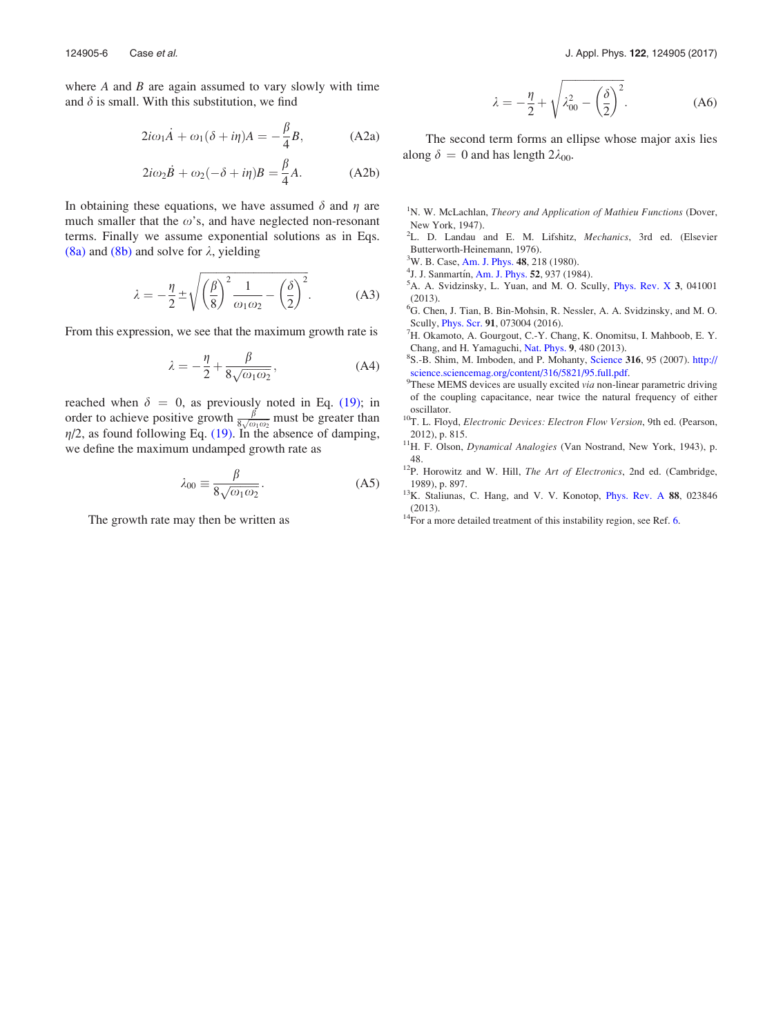where $A$ and $B$ are again assumed to vary slowly with time and $\delta$ is small. With this substitution, we find

$$2i\omega_1\dot{A} + \omega_1(\delta + i\eta)A = -\frac{\beta}{4}B, \tag{A2a}$$

$$2i\omega_2\dot{B} + \omega_2(-\delta + i\eta)B = \frac{\beta}{4}A. \tag{A2b}$$

In obtaining these equations, we have assumed $\delta$ and $\eta$ are much smaller that the $\omega$'s, and have neglected non-resonant terms. Finally we assume exponential solutions as in Eqs. (8a) and (8b) and solve for $\lambda$, yielding

$$\lambda = -\frac{\eta}{2} \pm \sqrt{\left(\frac{\beta}{8}\right)^2 \frac{1}{\omega_1\omega_2} - \left(\frac{\delta}{2}\right)^2}. \tag{A3}$$

From this expression, we see that the maximum growth rate is

$$\lambda = -\frac{\eta}{2} + \frac{\beta}{8\sqrt{\omega_1\omega_2}}, \tag{A4}$$

reached when $\delta = 0$, as previously noted in Eq. (19); in order to achieve positive growth $\frac{\beta}{8\sqrt{\omega_1\omega_2}}$ must be greater than $\eta/2$, as found following Eq. (19). In the absence of damping, we define the maximum undamped growth rate as

$$\lambda_{00} \equiv \frac{\beta}{8\sqrt{\omega_1\omega_2}}. \tag{A5}$$

The growth rate may then be written as

$$\lambda = -\frac{\eta}{2} + \sqrt{\lambda_{00}^2 - \left(\frac{\delta}{2}\right)^2}. \tag{A6}$$

The second term forms an ellipse whose major axis lies along $\delta = 0$ and has length $2\lambda_{00}$.

[1] N. W. McLachlan, *Theory and Application of Mathieu Functions* (Dover, New York, 1947).

[2] L. D. Landau and E. M. Lifshitz, *Mechanics*, 3rd ed. (Elsevier Butterworth-Heinemann, 1976).

[3] W. B. Case, Am. J. Phys. **48**, 218 (1980).

[4] J. J. Sanmartín, Am. J. Phys. **52**, 937 (1984).

[5] A. A. Svidzinsky, L. Yuan, and M. O. Scully, Phys. Rev. X **3**, 041001 (2013).

[6] G. Chen, J. Tian, B. Bin-Mohsin, R. Nessler, A. A. Svidzinsky, and M. O. Scully, Phys. Scr. **91**, 073004 (2016).

[7] H. Okamoto, A. Gourgout, C.-Y. Chang, K. Onomitsu, I. Mahboob, E. Y. Chang, and H. Yamaguchi, Nat. Phys. **9**, 480 (2013).

[8] S.-B. Shim, M. Imboden, and P. Mohanty, Science **316**, 95 (2007). http://science.sciencemag.org/content/316/5821/95.full.pdf.

[9] These MEMS devices are usually excited *via* non-linear parametric driving of the coupling capacitance, near twice the natural frequency of either oscillator.

[10] T. L. Floyd, *Electronic Devices: Electron Flow Version*, 9th ed. (Pearson, 2012), p. 815.

[11] H. F. Olson, *Dynamical Analogies* (Van Nostrand, New York, 1943), p. 48.

[12] P. Horowitz and W. Hill, *The Art of Electronics*, 2nd ed. (Cambridge, 1989), p. 897.

[13] K. Staliunas, C. Hang, and V. V. Konotop, Phys. Rev. A **88**, 023846 (2013).

[14] For a more detailed treatment of this instability region, see Ref. 6.